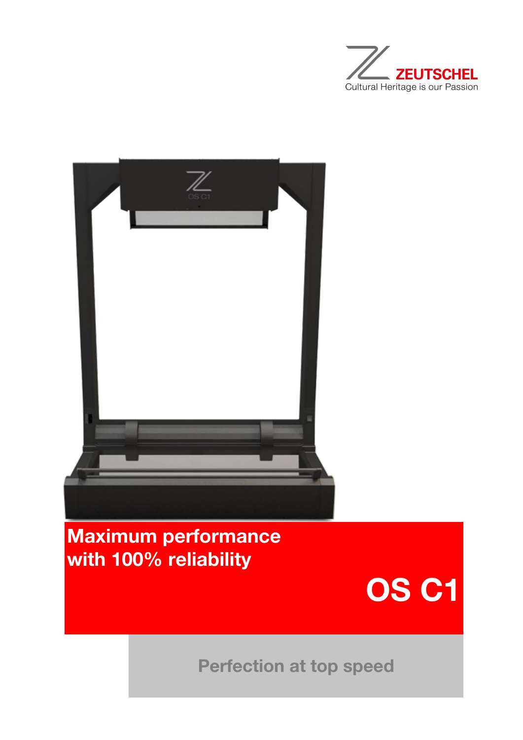ZEUTSCHEL
Cultural Heritage is our Passion

# Maximum performance with 100% reliability

# OS C1

## Perfection at top speed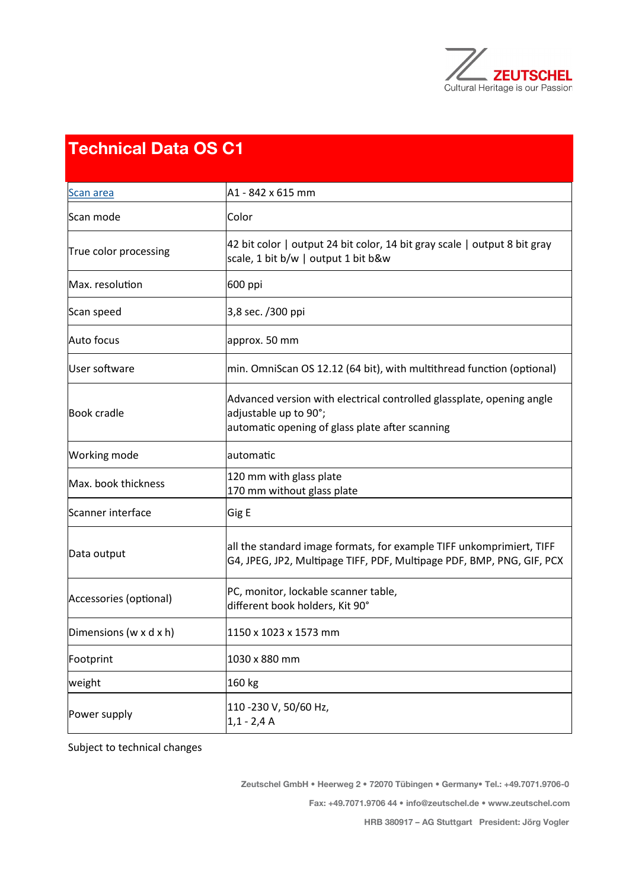ZEUTSCHEL
Cultural Heritage is our Passion

# Technical Data OS C1

| | |
|---|---|
| Scan area | A1 - 842 x 615 mm |
| Scan mode | Color |
| True color processing | 42 bit color \| output 24 bit color, 14 bit gray scale \| output 8 bit gray scale, 1 bit b/w \| output 1 bit b&w |
| Max. resolution | 600 ppi |
| Scan speed | 3,8 sec. /300 ppi |
| Auto focus | approx. 50 mm |
| User software | min. OmniScan OS 12.12 (64 bit), with multithread function (optional) |
| Book cradle | Advanced version with electrical controlled glassplate, opening angle adjustable up to 90°;<br>automatic opening of glass plate after scanning |
| Working mode | automatic |
| Max. book thickness | 120 mm with glass plate<br>170 mm without glass plate |
| Scanner interface | Gig E |
| Data output | all the standard image formats, for example TIFF unkomprimiert, TIFF G4, JPEG, JP2, Multipage TIFF, PDF, Multipage PDF, BMP, PNG, GIF, PCX |
| Accessories (optional) | PC, monitor, lockable scanner table,<br>different book holders, Kit 90° |
| Dimensions (w x d x h) | 1150 x 1023 x 1573 mm |
| Footprint | 1030 x 880 mm |
| weight | 160 kg |
| Power supply | 110 -230 V, 50/60 Hz,<br>1,1 - 2,4 A |

Subject to technical changes

Zeutschel GmbH • Heerweg 2 • 72070 Tübingen • Germany• Tel.: +49.7071.9706-0

Fax: +49.7071.9706 44 • info@zeutschel.de • www.zeutschel.com

HRB 380917 – AG Stuttgart President: Jörg Vogler